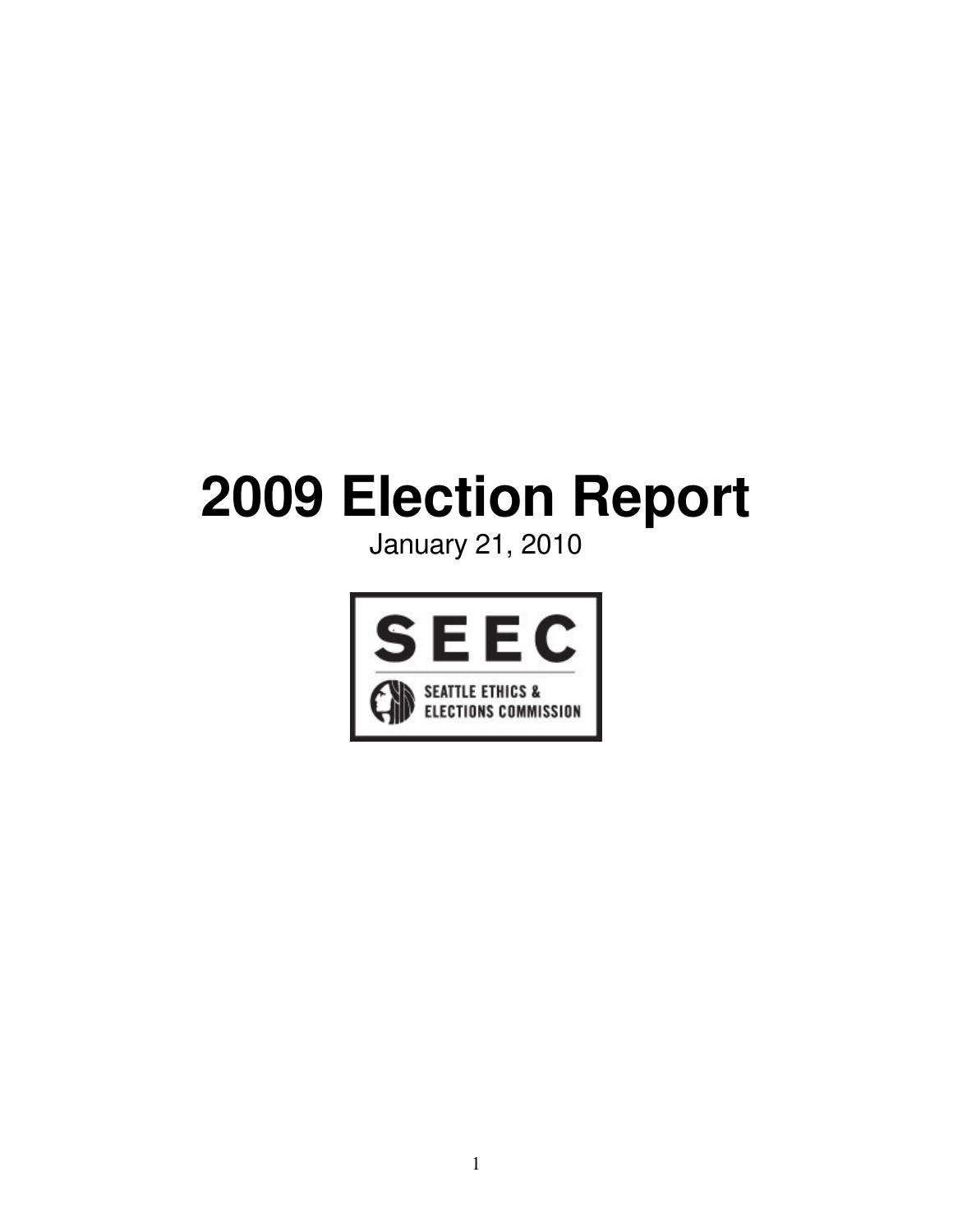# 2009 Election Report

January 21, 2010

SEEC

SEATTLE ETHICS & ELECTIONS COMMISSION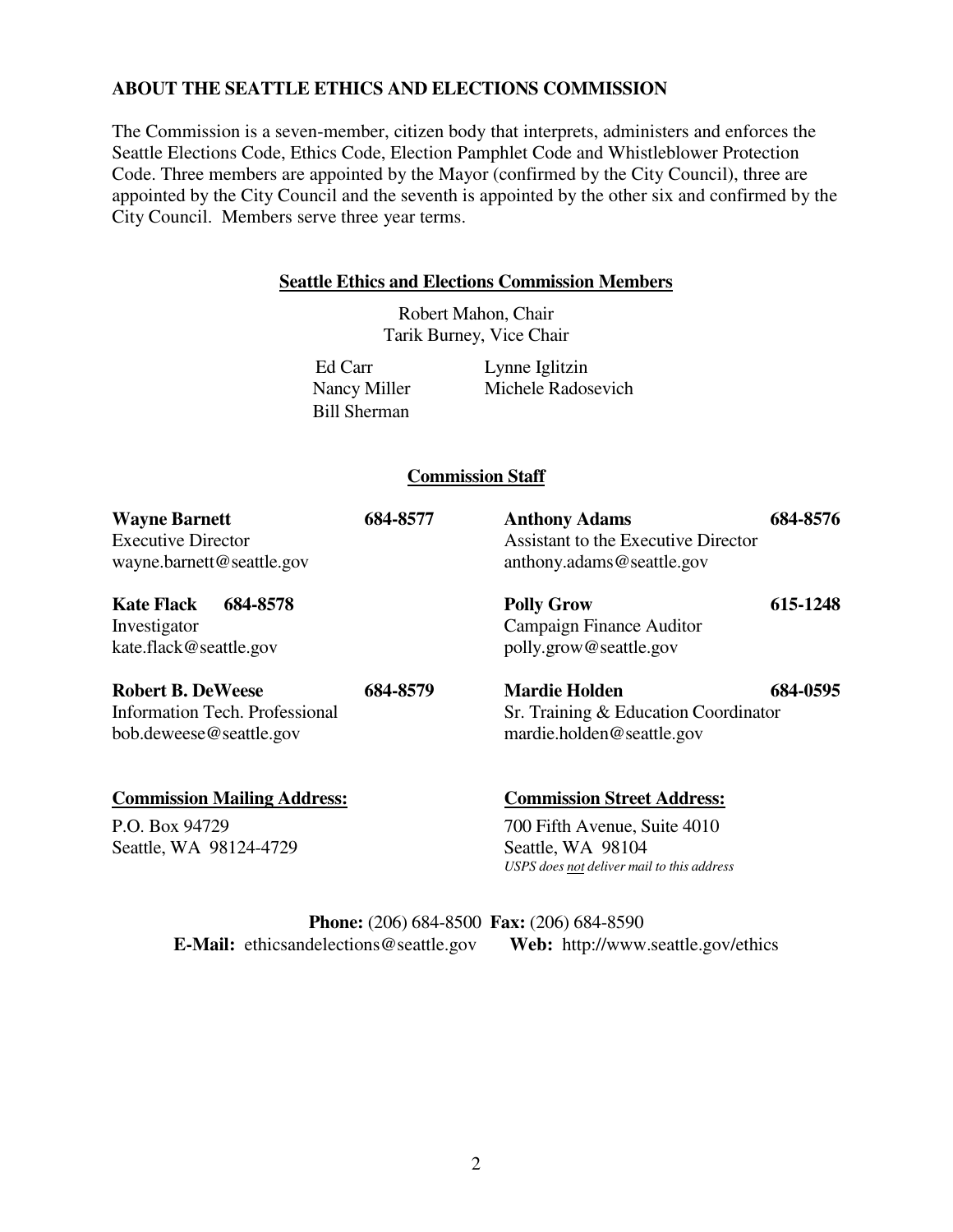## ABOUT THE SEATTLE ETHICS AND ELECTIONS COMMISSION

The Commission is a seven-member, citizen body that interprets, administers and enforces the Seattle Elections Code, Ethics Code, Election Pamphlet Code and Whistleblower Protection Code. Three members are appointed by the Mayor (confirmed by the City Council), three are appointed by the City Council and the seventh is appointed by the other six and confirmed by the City Council. Members serve three year terms.

### Seattle Ethics and Elections Commission Members

Robert Mahon, Chair
Tarik Burney, Vice Chair

Ed Carr
Lynne Iglitzin
Nancy Miller
Michele Radosevich
Bill Sherman

### Commission Staff

**Wayne Barnett** **684-8577**
Executive Director
wayne.barnett@seattle.gov

**Anthony Adams** **684-8576**
Assistant to the Executive Director
anthony.adams@seattle.gov

**Kate Flack** **684-8578**
Investigator
kate.flack@seattle.gov

**Polly Grow** **615-1248**
Campaign Finance Auditor
polly.grow@seattle.gov

**Robert B. DeWeese** **684-8579**
Information Tech. Professional
bob.deweese@seattle.gov

**Mardie Holden** **684-0595**
Sr. Training & Education Coordinator
mardie.holden@seattle.gov

**Commission Mailing Address:**

P.O. Box 94729
Seattle, WA 98124-4729

**Commission Street Address:**

700 Fifth Avenue, Suite 4010
Seattle, WA 98104
*USPS does not deliver mail to this address*

**Phone:** (206) 684-8500 **Fax:** (206) 684-8590
**E-Mail:** ethicsandelections@seattle.gov **Web:** http://www.seattle.gov/ethics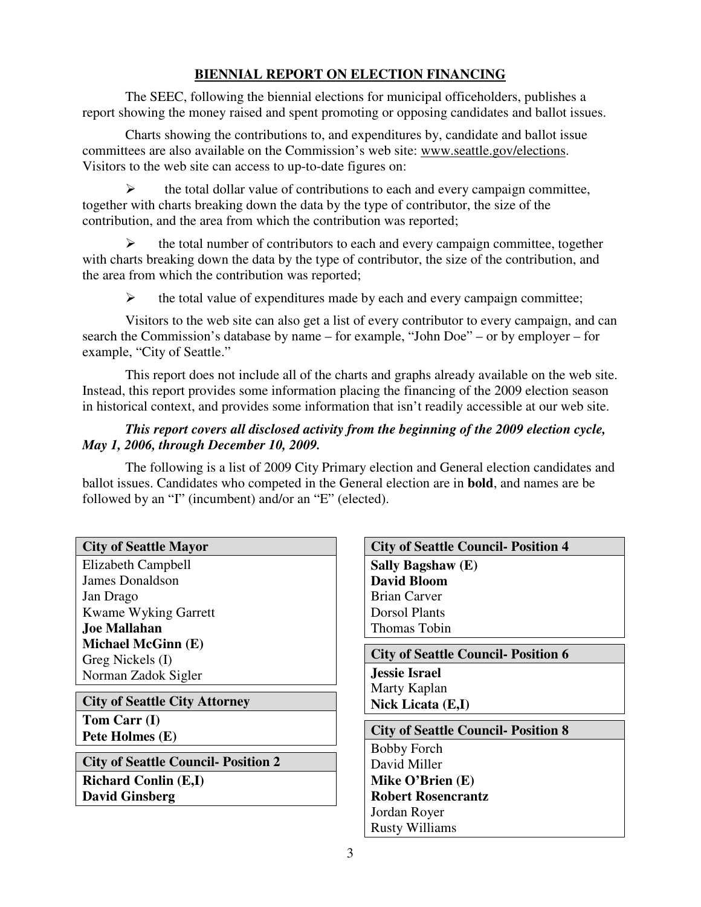## BIENNIAL REPORT ON ELECTION FINANCING

The SEEC, following the biennial elections for municipal officeholders, publishes a report showing the money raised and spent promoting or opposing candidates and ballot issues.

Charts showing the contributions to, and expenditures by, candidate and ballot issue committees are also available on the Commission's web site: www.seattle.gov/elections. Visitors to the web site can access to up-to-date figures on:

- the total dollar value of contributions to each and every campaign committee, together with charts breaking down the data by the type of contributor, the size of the contribution, and the area from which the contribution was reported;
- the total number of contributors to each and every campaign committee, together with charts breaking down the data by the type of contributor, the size of the contribution, and the area from which the contribution was reported;
- the total value of expenditures made by each and every campaign committee;

Visitors to the web site can also get a list of every contributor to every campaign, and can search the Commission's database by name – for example, "John Doe" – or by employer – for example, "City of Seattle."

This report does not include all of the charts and graphs already available on the web site. Instead, this report provides some information placing the financing of the 2009 election season in historical context, and provides some information that isn't readily accessible at our web site.

***This report covers all disclosed activity from the beginning of the 2009 election cycle, May 1, 2006, through December 10, 2009.***

The following is a list of 2009 City Primary election and General election candidates and ballot issues. Candidates who competed in the General election are in **bold**, and names are be followed by an "I" (incumbent) and/or an "E" (elected).

| City of Seattle Mayor |
|---|
| Elizabeth Campbell |
| James Donaldson |
| Jan Drago |
| Kwame Wyking Garrett |
| **Joe Mallahan** |
| **Michael McGinn (E)** |
| Greg Nickels (I) |
| Norman Zadok Sigler |

| City of Seattle City Attorney |
|---|
| **Tom Carr (I)** |
| **Pete Holmes (E)** |

| City of Seattle Council- Position 2 |
|---|
| **Richard Conlin (E,I)** |
| **David Ginsberg** |

| City of Seattle Council- Position 4 |
|---|
| **Sally Bagshaw (E)** |
| **David Bloom** |
| Brian Carver |
| Dorsol Plants |
| Thomas Tobin |

| City of Seattle Council- Position 6 |
|---|
| **Jessie Israel** |
| Marty Kaplan |
| **Nick Licata (E,I)** |

| City of Seattle Council- Position 8 |
|---|
| Bobby Forch |
| David Miller |
| **Mike O'Brien (E)** |
| **Robert Rosencrantz** |
| Jordan Royer |
| Rusty Williams |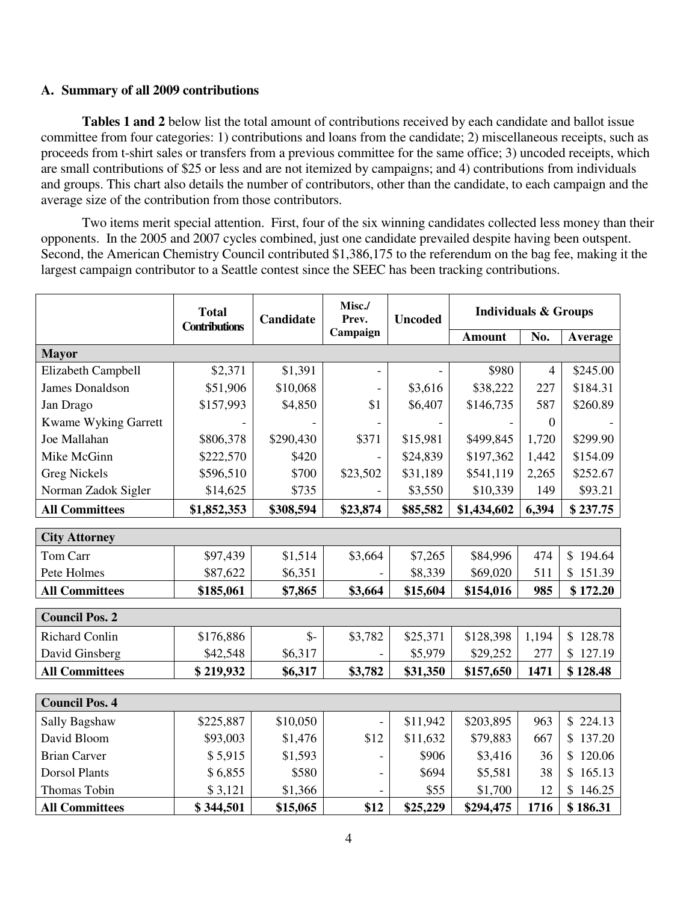### A. Summary of all 2009 contributions

**Tables 1 and 2** below list the total amount of contributions received by each candidate and ballot issue committee from four categories: 1) contributions and loans from the candidate; 2) miscellaneous receipts, such as proceeds from t-shirt sales or transfers from a previous committee for the same office; 3) uncoded receipts, which are small contributions of $25 or less and are not itemized by campaigns; and 4) contributions from individuals and groups. This chart also details the number of contributors, other than the candidate, to each campaign and the average size of the contribution from those contributors.

Two items merit special attention. First, four of the six winning candidates collected less money than their opponents. In the 2005 and 2007 cycles combined, just one candidate prevailed despite having been outspent. Second, the American Chemistry Council contributed $1,386,175 to the referendum on the bag fee, making it the largest campaign contributor to a Seattle contest since the SEEC has been tracking contributions.

| | Total Contributions | Candidate | Misc./ Prev. Campaign | Uncoded | Individuals & Groups | | |
|---|---|---|---|---|---|---|---|
| | | | | | Amount | No. | Average |
| **Mayor** | | | | | | | |
| Elizabeth Campbell | $2,371 | $1,391 | - | - | $980 | 4 | $245.00 |
| James Donaldson | $51,906 | $10,068 | - | $3,616 | $38,222 | 227 | $184.31 |
| Jan Drago | $157,993 | $4,850 | $1 | $6,407 | $146,735 | 587 | $260.89 |
| Kwame Wyking Garrett | - | - | - | - | - | 0 | - |
| Joe Mallahan | $806,378 | $290,430 | $371 | $15,981 | $499,845 | 1,720 | $299.90 |
| Mike McGinn | $222,570 | $420 | - | $24,839 | $197,362 | 1,442 | $154.09 |
| Greg Nickels | $596,510 | $700 | $23,502 | $31,189 | $541,119 | 2,265 | $252.67 |
| Norman Zadok Sigler | $14,625 | $735 | - | $3,550 | $10,339 | 149 | $93.21 |
| **All Committees** | **$1,852,353** | **$308,594** | **$23,874** | **$85,582** | **$1,434,602** | **6,394** | **$ 237.75** |
| **City Attorney** | | | | | | | |
| Tom Carr | $97,439 | $1,514 | $3,664 | $7,265 | $84,996 | 474 | $ 194.64 |
| Pete Holmes | $87,622 | $6,351 | - | $8,339 | $69,020 | 511 | $ 151.39 |
| **All Committees** | **$185,061** | **$7,865** | **$3,664** | **$15,604** | **$154,016** | **985** | **$ 172.20** |
| **Council Pos. 2** | | | | | | | |
| Richard Conlin | $176,886 | $- | $3,782 | $25,371 | $128,398 | 1,194 | $ 128.78 |
| David Ginsberg | $42,548 | $6,317 | - | $5,979 | $29,252 | 277 | $ 127.19 |
| **All Committees** | **$ 219,932** | **$6,317** | **$3,782** | **$31,350** | **$157,650** | **1471** | **$ 128.48** |
| **Council Pos. 4** | | | | | | | |
| Sally Bagshaw | $225,887 | $10,050 | - | $11,942 | $203,895 | 963 | $ 224.13 |
| David Bloom | $93,003 | $1,476 | $12 | $11,632 | $79,883 | 667 | $ 137.20 |
| Brian Carver | $ 5,915 | $1,593 | - | $906 | $3,416 | 36 | $ 120.06 |
| Dorsol Plants | $ 6,855 | $580 | - | $694 | $5,581 | 38 | $ 165.13 |
| Thomas Tobin | $ 3,121 | $1,366 | - | $55 | $1,700 | 12 | $ 146.25 |
| **All Committees** | **$ 344,501** | **$15,065** | **$12** | **$25,229** | **$294,475** | **1716** | **$ 186.31** |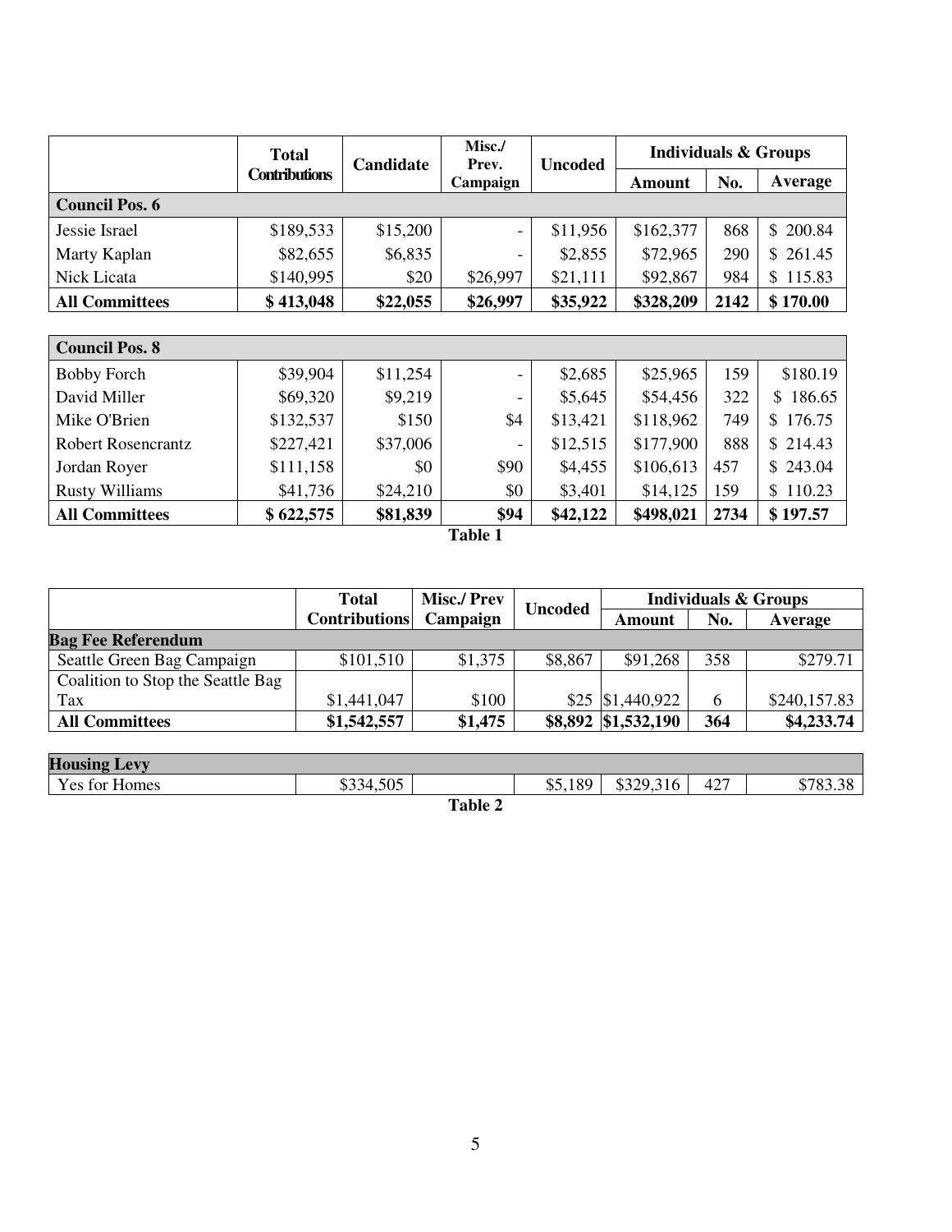| | Total Contributions | Candidate | Misc./ Prev. Campaign | Uncoded | Individuals & Groups | | |
|---|---|---|---|---|---|---|---|
| | | | | | Amount | No. | Average |
| **Council Pos. 6** | | | | | | | |
| Jessie Israel | $189,533 | $15,200 | - | $11,956 | $162,377 | 868 | $ 200.84 |
| Marty Kaplan | $82,655 | $6,835 | - | $2,855 | $72,965 | 290 | $ 261.45 |
| Nick Licata | $140,995 | $20 | $26,997 | $21,111 | $92,867 | 984 | $ 115.83 |
| **All Committees** | **$ 413,048** | **$22,055** | **$26,997** | **$35,922** | **$328,209** | **2142** | **$ 170.00** |
| **Council Pos. 8** | | | | | | | |
| Bobby Forch | $39,904 | $11,254 | - | $2,685 | $25,965 | 159 | $180.19 |
| David Miller | $69,320 | $9,219 | - | $5,645 | $54,456 | 322 | $ 186.65 |
| Mike O'Brien | $132,537 | $150 | $4 | $13,421 | $118,962 | 749 | $ 176.75 |
| Robert Rosencrantz | $227,421 | $37,006 | - | $12,515 | $177,900 | 888 | $ 214.43 |
| Jordan Royer | $111,158 | $0 | $90 | $4,455 | $106,613 | 457 | $ 243.04 |
| Rusty Williams | $41,736 | $24,210 | $0 | $3,401 | $14,125 | 159 | $ 110.23 |
| **All Committees** | **$ 622,575** | **$81,839** | **$94** | **$42,122** | **$498,021** | **2734** | **$ 197.57** |

**Table 1**

| | Total Contributions | Misc./ Prev Campaign | Uncoded | Individuals & Groups | | |
|---|---|---|---|---|---|---|
| | | | | Amount | No. | Average |
| **Bag Fee Referendum** | | | | | | |
| Seattle Green Bag Campaign | $101,510 | $1,375 | $8,867 | $91,268 | 358 | $279.71 |
| Coalition to Stop the Seattle Bag Tax | $1,441,047 | $100 | $25 | $1,440,922 | 6 | $240,157.83 |
| **All Committees** | **$1,542,557** | **$1,475** | **$8,892** | **$1,532,190** | **364** | **$4,233.74** |
| **Housing Levy** | | | | | | |
| Yes for Homes | $334,505 | | $5,189 | $329,316 | 427 | $783.38 |

**Table 2**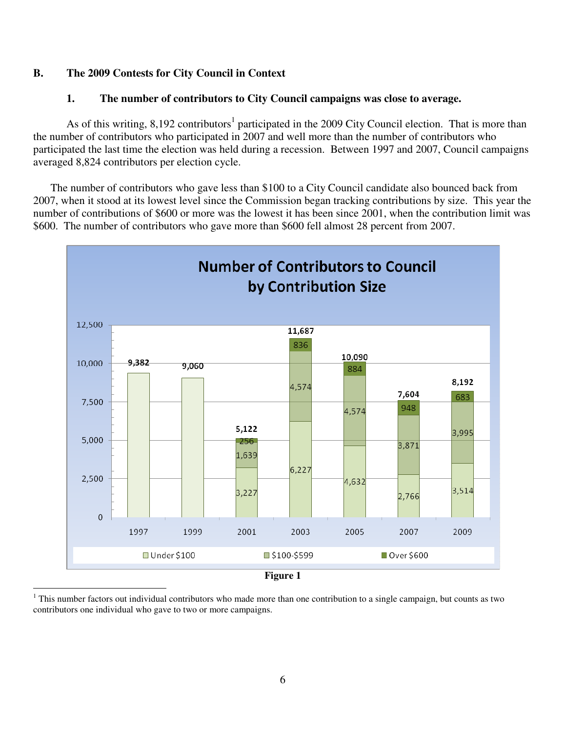### B. The 2009 Contests for City Council in Context

#### 1. The number of contributors to City Council campaigns was close to average.

As of this writing, 8,192 contributors[1] participated in the 2009 City Council election. That is more than the number of contributors who participated in 2007 and well more than the number of contributors who participated the last time the election was held during a recession. Between 1997 and 2007, Council campaigns averaged 8,824 contributors per election cycle.

The number of contributors who gave less than $100 to a City Council candidate also bounced back from 2007, when it stood at its lowest level since the Commission began tracking contributions by size. This year the number of contributions of $600 or more was the lowest it has been since 2001, when the contribution limit was $600. The number of contributors who gave more than $600 fell almost 28 percent from 2007.

**Number of Contributors to Council by Contribution Size**

| Year | Under $100 | $100-$599 | Over $600 | Total |
|---|---|---|---|---|
| 1997 | | | | 9,382 |
| 1999 | | | | 9,060 |
| 2001 | 3,227 | 1,639 | 256 | 5,122 |
| 2003 | 6,227 | 4,574 | 836 | 11,687 |
| 2005 | 4,632 | 4,574 | 884 | 10,090 |
| 2007 | 2,766 | 3,871 | 948 | 7,604 |
| 2009 | 3,514 | 3,995 | 683 | 8,192 |

**Figure 1**

[1] This number factors out individual contributors who made more than one contribution to a single campaign, but counts as two contributors one individual who gave to two or more campaigns.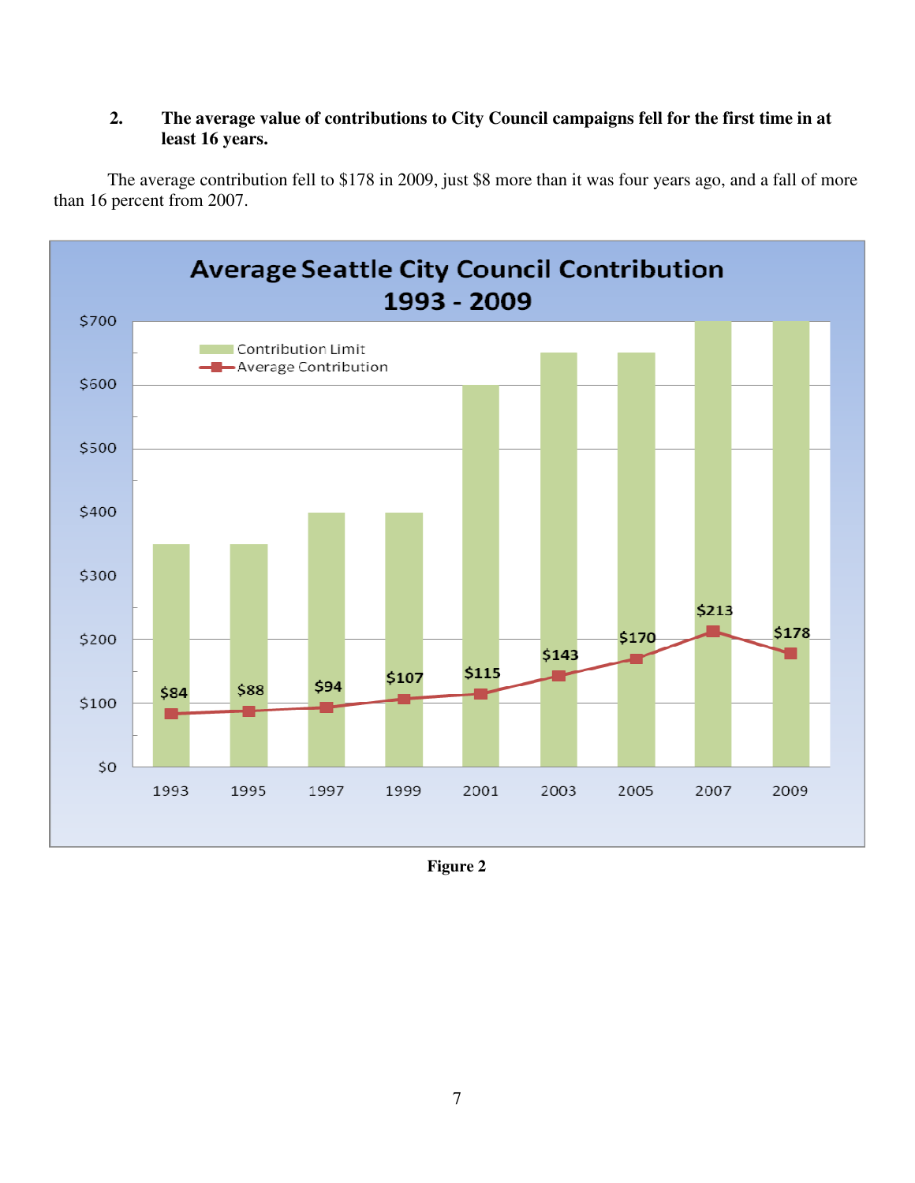2. **The average value of contributions to City Council campaigns fell for the first time in at least 16 years.**

The average contribution fell to $178 in 2009, just $8 more than it was four years ago, and a fall of more than 16 percent from 2007.

**Average Seattle City Council Contribution 1993 - 2009**

| Year | Contribution Limit | Average Contribution |
|---|---|---|
| 1993 | $350 | $84 |
| 1995 | $350 | $88 |
| 1997 | $400 | $94 |
| 1999 | $400 | $107 |
| 2001 | $600 | $115 |
| 2003 | $650 | $143 |
| 2005 | $650 | $170 |
| 2007 | $700 | $213 |
| 2009 | $700 | $178 |

**Figure 2**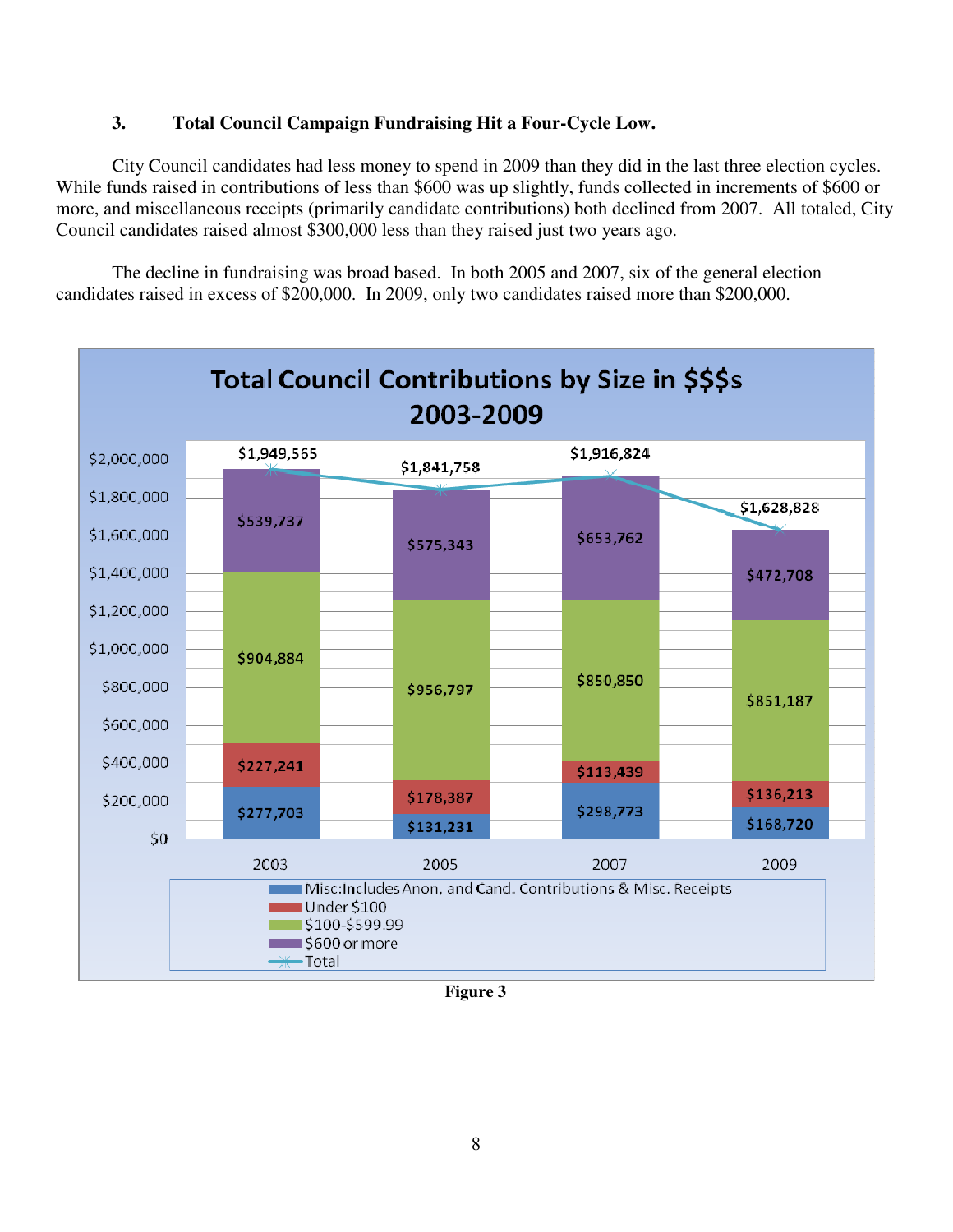### 3. Total Council Campaign Fundraising Hit a Four-Cycle Low.

City Council candidates had less money to spend in 2009 than they did in the last three election cycles. While funds raised in contributions of less than $600 was up slightly, funds collected in increments of $600 or more, and miscellaneous receipts (primarily candidate contributions) both declined from 2007. All totaled, City Council candidates raised almost $300,000 less than they raised just two years ago.

The decline in fundraising was broad based. In both 2005 and 2007, six of the general election candidates raised in excess of $200,000. In 2009, only two candidates raised more than $200,000.

**Total Council Contributions by Size in $$$s 2003-2009**

| | 2003 | 2005 | 2007 | 2009 |
|---|---|---|---|---|
| Misc: Includes Anon, and Cand. Contributions & Misc. Receipts | $277,703 | $131,231 | $298,773 | $168,720 |
| Under $100 | $227,241 | $178,387 | $113,439 | $136,213 |
| $100-$599.99 | $904,884 | $956,797 | $850,850 | $851,187 |
| $600 or more | $539,737 | $575,343 | $653,762 | $472,708 |
| Total | $1,949,565 | $1,841,758 | $1,916,824 | $1,628,828 |

Figure 3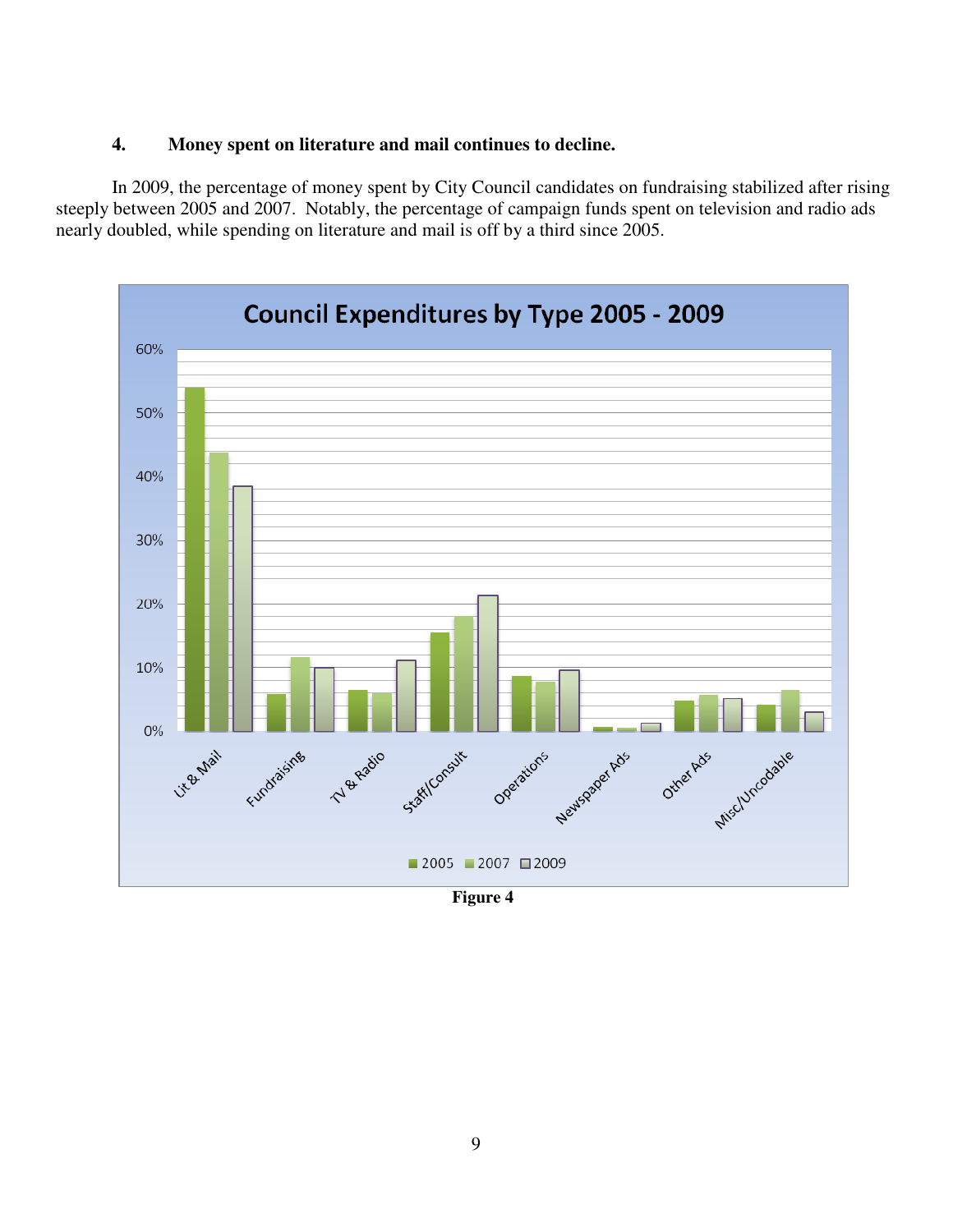## 4. Money spent on literature and mail continues to decline.

In 2009, the percentage of money spent by City Council candidates on fundraising stabilized after rising steeply between 2005 and 2007. Notably, the percentage of campaign funds spent on television and radio ads nearly doubled, while spending on literature and mail is off by a third since 2005.

**Figure 4**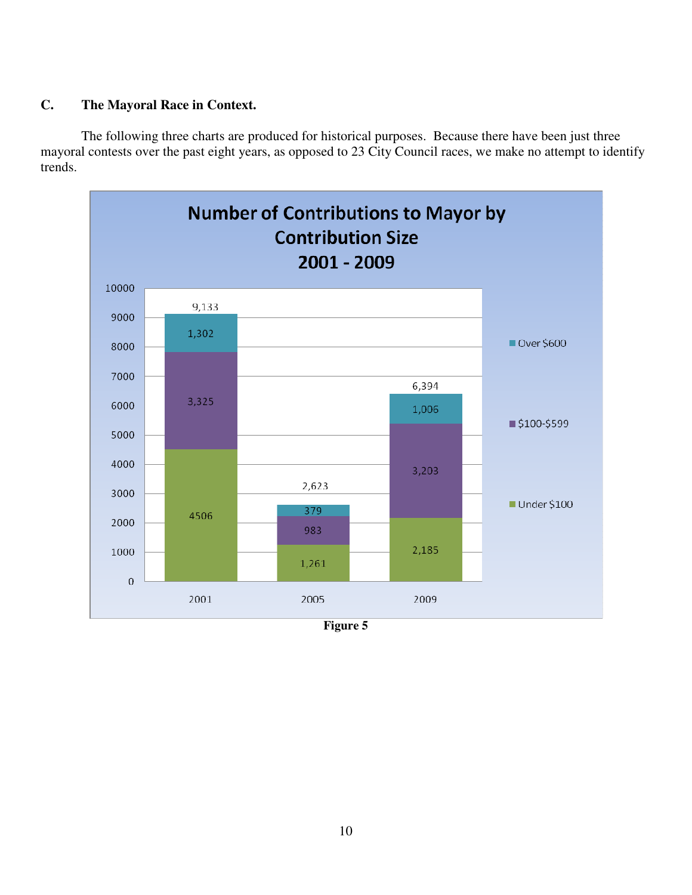## C. The Mayoral Race in Context.

The following three charts are produced for historical purposes. Because there have been just three mayoral contests over the past eight years, as opposed to 23 City Council races, we make no attempt to identify trends.

**Number of Contributions to Mayor by Contribution Size 2001 - 2009**

| Year | Under $100 | $100-$599 | Over $600 | Total |
|---|---|---|---|---|
| 2001 | 4506 | 3,325 | 1,302 | 9,133 |
| 2005 | 1,261 | 983 | 379 | 2,623 |
| 2009 | 2,185 | 3,203 | 1,006 | 6,394 |

**Figure 5**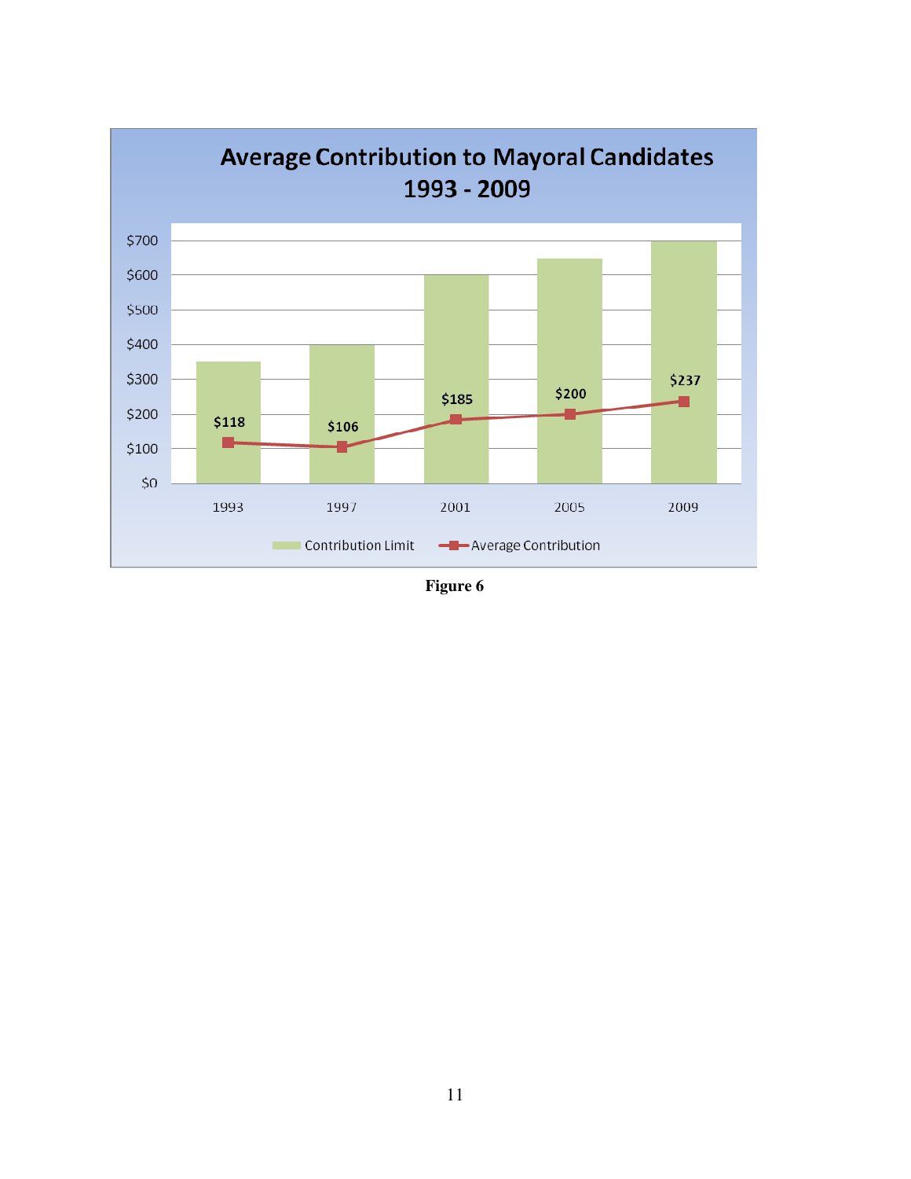**Average Contribution to Mayoral Candidates 1993 - 2009**

| Year | Average Contribution |
|---|---|
| 1993 | $118 |
| 1997 | $106 |
| 2001 | $185 |
| 2005 | $200 |
| 2009 | $237 |

Legend: Contribution Limit; Average Contribution

**Figure 6**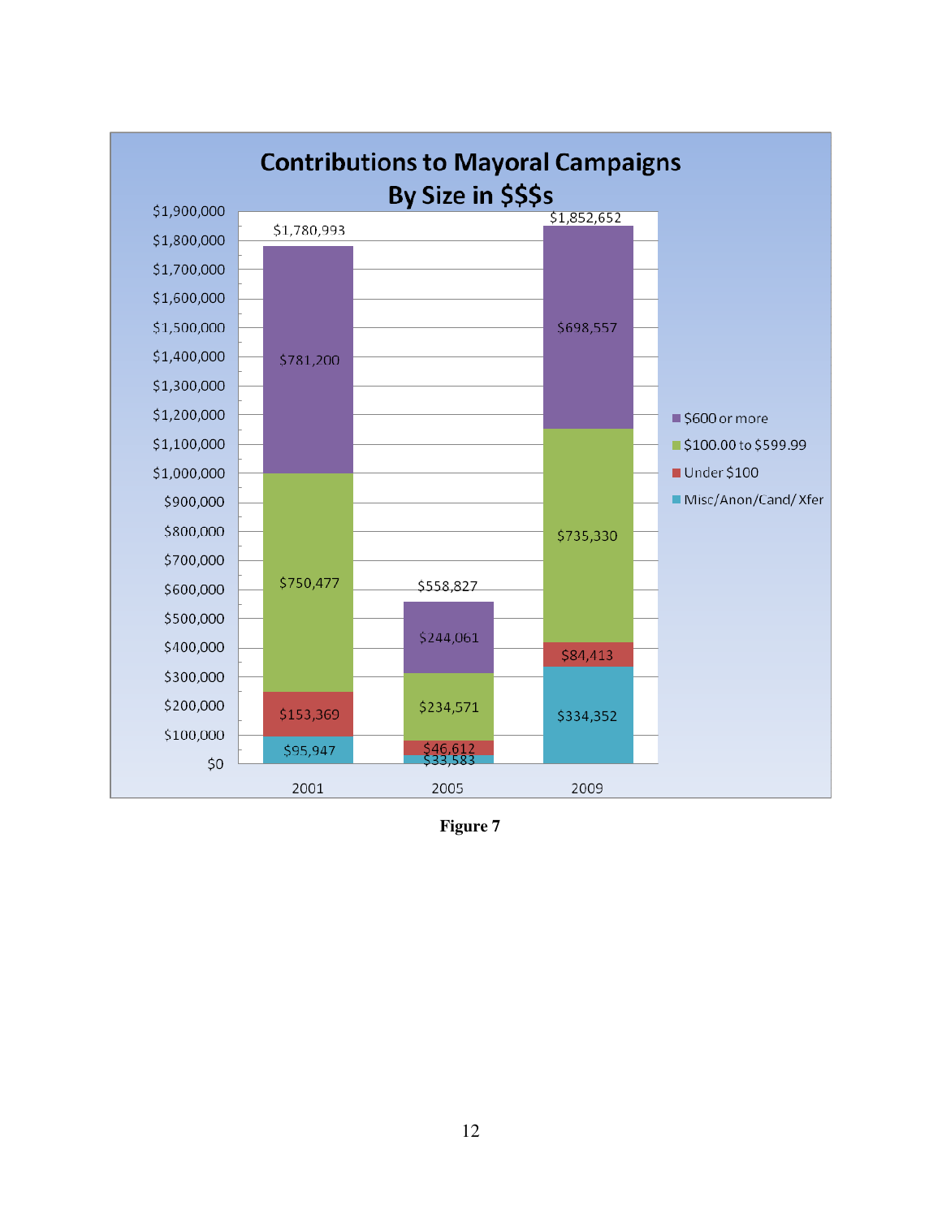**Contributions to Mayoral Campaigns By Size in $$$s**

| Category | 2001 | 2005 | 2009 |
| --- | --- | --- | --- |
| $600 or more | $781,200 | $244,061 | $698,557 |
| $100.00 to $599.99 | $750,477 | $234,571 | $735,330 |
| Under $100 | $153,369 | $46,612 | $84,413 |
| Misc/Anon/Cand/ Xfer | $95,947 | $33,583 | $334,352 |
| Total | $1,780,993 | $558,827 | $1,852,652 |

**Figure 7**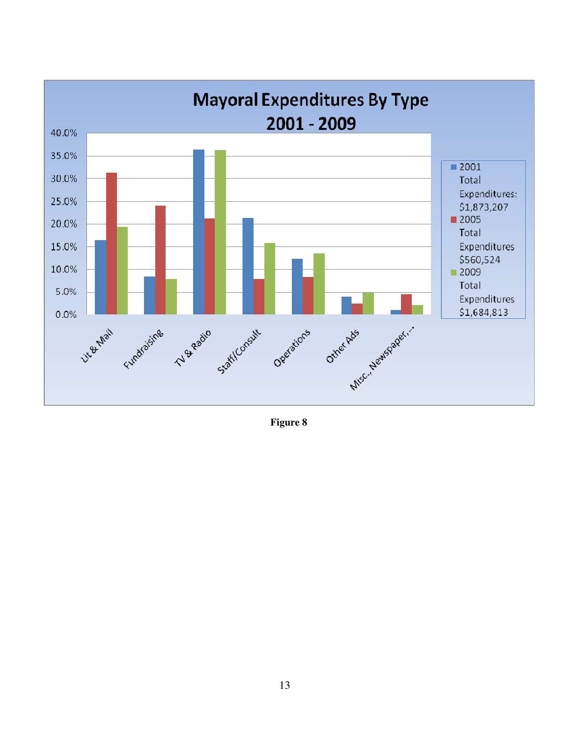**Mayoral Expenditures By Type 2001 - 2009**

- 2001 Total Expenditures: $1,873,207
- 2005 Total Expenditures $560,524
- 2009 Total Expenditures $1,684,813

Categories: Lit & Mail, Fundraising, TV & Radio, Staff/Consult, Operations, Other Ads, Misc., Newspaper,...

Y-axis: 0.0%, 5.0%, 10.0%, 15.0%, 20.0%, 25.0%, 30.0%, 35.0%, 40.0%

**Figure 8**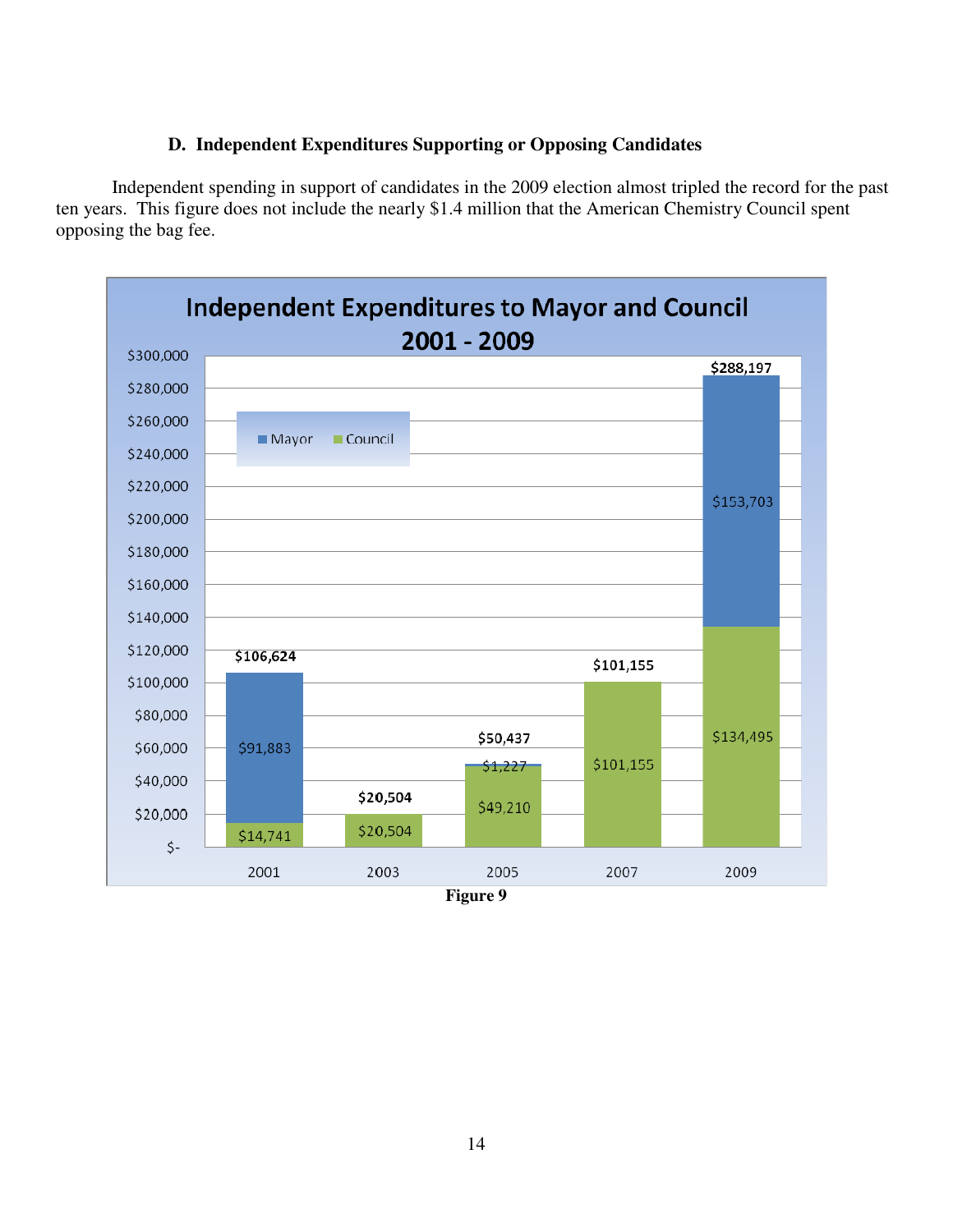### D. Independent Expenditures Supporting or Opposing Candidates

Independent spending in support of candidates in the 2009 election almost tripled the record for the past ten years. This figure does not include the nearly $1.4 million that the American Chemistry Council spent opposing the bag fee.

**Independent Expenditures to Mayor and Council 2001 - 2009**

| Year | Mayor | Council | Total |
|---|---|---|---|
| 2001 | $91,883 | $14,741 | $106,624 |
| 2003 | | $20,504 | $20,504 |
| 2005 | $1,227 | $49,210 | $50,437 |
| 2007 | | $101,155 | $101,155 |
| 2009 | $153,703 | $134,495 | $288,197 |

**Figure 9**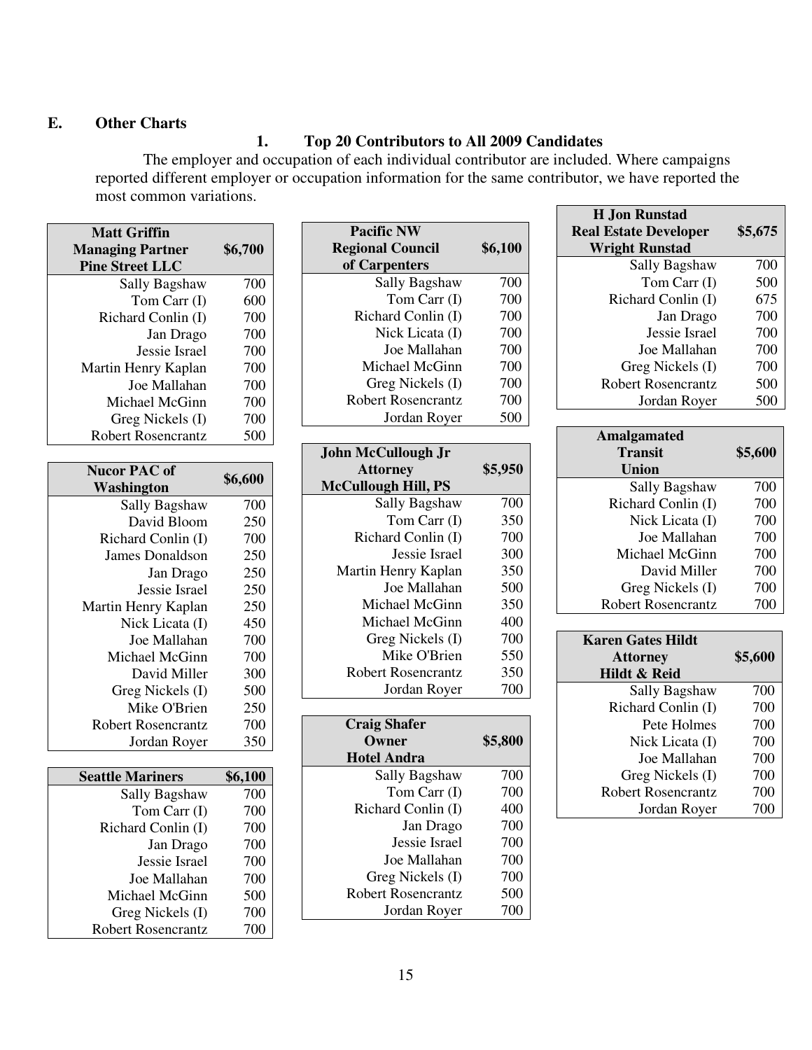## E. Other Charts

### 1. Top 20 Contributors to All 2009 Candidates

The employer and occupation of each individual contributor are included. Where campaigns reported different employer or occupation information for the same contributor, we have reported the most common variations.

| Matt Griffin Managing Partner Pine Street LLC | $6,700 |
|---|---|
| Sally Bagshaw | 700 |
| Tom Carr (I) | 600 |
| Richard Conlin (I) | 700 |
| Jan Drago | 700 |
| Jessie Israel | 700 |
| Martin Henry Kaplan | 700 |
| Joe Mallahan | 700 |
| Michael McGinn | 700 |
| Greg Nickels (I) | 700 |
| Robert Rosencrantz | 500 |

| Nucor PAC of Washington | $6,600 |
|---|---|
| Sally Bagshaw | 700 |
| David Bloom | 250 |
| Richard Conlin (I) | 700 |
| James Donaldson | 250 |
| Jan Drago | 250 |
| Jessie Israel | 250 |
| Martin Henry Kaplan | 250 |
| Nick Licata (I) | 450 |
| Joe Mallahan | 700 |
| Michael McGinn | 700 |
| David Miller | 300 |
| Greg Nickels (I) | 500 |
| Mike O'Brien | 250 |
| Robert Rosencrantz | 700 |
| Jordan Royer | 350 |

| Seattle Mariners | $6,100 |
|---|---|
| Sally Bagshaw | 700 |
| Tom Carr (I) | 700 |
| Richard Conlin (I) | 700 |
| Jan Drago | 700 |
| Jessie Israel | 700 |
| Joe Mallahan | 700 |
| Michael McGinn | 500 |
| Greg Nickels (I) | 700 |
| Robert Rosencrantz | 700 |

| Pacific NW Regional Council of Carpenters | $6,100 |
|---|---|
| Sally Bagshaw | 700 |
| Tom Carr (I) | 700 |
| Richard Conlin (I) | 700 |
| Nick Licata (I) | 700 |
| Joe Mallahan | 700 |
| Michael McGinn | 700 |
| Greg Nickels (I) | 700 |
| Robert Rosencrantz | 700 |
| Jordan Royer | 500 |

| John McCullough Jr Attorney McCullough Hill, PS | $5,950 |
|---|---|
| Sally Bagshaw | 700 |
| Tom Carr (I) | 350 |
| Richard Conlin (I) | 700 |
| Jessie Israel | 300 |
| Martin Henry Kaplan | 350 |
| Joe Mallahan | 500 |
| Michael McGinn | 350 |
| Michael McGinn | 400 |
| Greg Nickels (I) | 700 |
| Mike O'Brien | 550 |
| Robert Rosencrantz | 350 |
| Jordan Royer | 700 |

| Craig Shafer Owner Hotel Andra | $5,800 |
|---|---|
| Sally Bagshaw | 700 |
| Tom Carr (I) | 700 |
| Richard Conlin (I) | 400 |
| Jan Drago | 700 |
| Jessie Israel | 700 |
| Joe Mallahan | 700 |
| Greg Nickels (I) | 700 |
| Robert Rosencrantz | 500 |
| Jordan Royer | 700 |

| H Jon Runstad Real Estate Developer Wright Runstad | $5,675 |
|---|---|
| Sally Bagshaw | 700 |
| Tom Carr (I) | 500 |
| Richard Conlin (I) | 675 |
| Jan Drago | 700 |
| Jessie Israel | 700 |
| Joe Mallahan | 700 |
| Greg Nickels (I) | 700 |
| Robert Rosencrantz | 500 |
| Jordan Royer | 500 |

| Amalgamated Transit Union | $5,600 |
|---|---|
| Sally Bagshaw | 700 |
| Richard Conlin (I) | 700 |
| Nick Licata (I) | 700 |
| Joe Mallahan | 700 |
| Michael McGinn | 700 |
| David Miller | 700 |
| Greg Nickels (I) | 700 |
| Robert Rosencrantz | 700 |

| Karen Gates Hildt Attorney Hildt & Reid | $5,600 |
|---|---|
| Sally Bagshaw | 700 |
| Richard Conlin (I) | 700 |
| Pete Holmes | 700 |
| Nick Licata (I) | 700 |
| Joe Mallahan | 700 |
| Greg Nickels (I) | 700 |
| Robert Rosencrantz | 700 |
| Jordan Royer | 700 |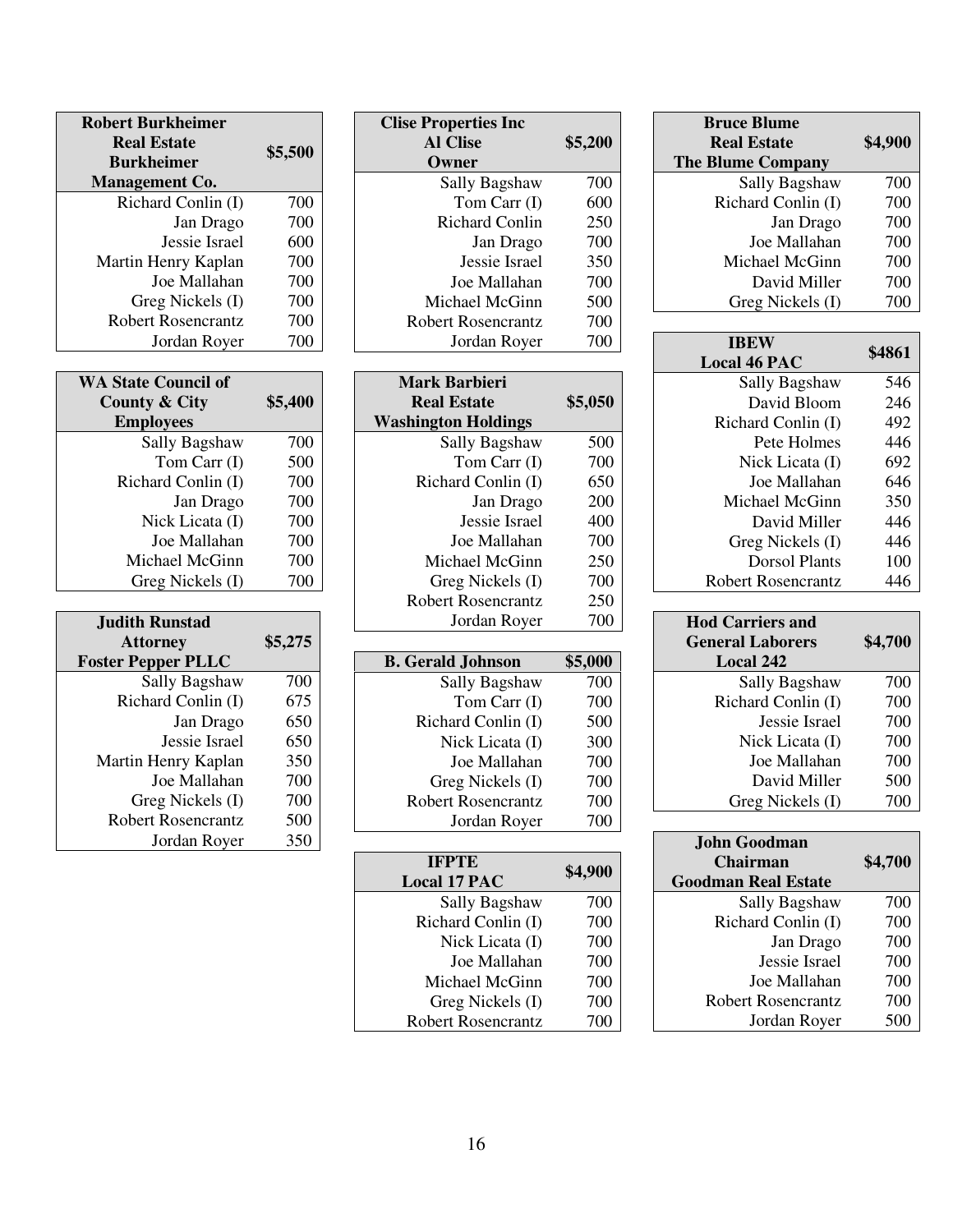| Robert Burkheimer Real Estate Burkheimer Management Co. | $5,500 |
|---|---|
| Richard Conlin (I) | 700 |
| Jan Drago | 700 |
| Jessie Israel | 600 |
| Martin Henry Kaplan | 700 |
| Joe Mallahan | 700 |
| Greg Nickels (I) | 700 |
| Robert Rosencrantz | 700 |
| Jordan Royer | 700 |

| WA State Council of County & City Employees | $5,400 |
|---|---|
| Sally Bagshaw | 700 |
| Tom Carr (I) | 500 |
| Richard Conlin (I) | 700 |
| Jan Drago | 700 |
| Nick Licata (I) | 700 |
| Joe Mallahan | 700 |
| Michael McGinn | 700 |
| Greg Nickels (I) | 700 |

| Judith Runstad Attorney Foster Pepper PLLC | $5,275 |
|---|---|
| Sally Bagshaw | 700 |
| Richard Conlin (I) | 675 |
| Jan Drago | 650 |
| Jessie Israel | 650 |
| Martin Henry Kaplan | 350 |
| Joe Mallahan | 700 |
| Greg Nickels (I) | 700 |
| Robert Rosencrantz | 500 |
| Jordan Royer | 350 |

| Clise Properties Inc Al Clise Owner | $5,200 |
|---|---|
| Sally Bagshaw | 700 |
| Tom Carr (I) | 600 |
| Richard Conlin | 250 |
| Jan Drago | 700 |
| Jessie Israel | 350 |
| Joe Mallahan | 700 |
| Michael McGinn | 500 |
| Robert Rosencrantz | 700 |
| Jordan Royer | 700 |

| Mark Barbieri Real Estate Washington Holdings | $5,050 |
|---|---|
| Sally Bagshaw | 500 |
| Tom Carr (I) | 700 |
| Richard Conlin (I) | 650 |
| Jan Drago | 200 |
| Jessie Israel | 400 |
| Joe Mallahan | 700 |
| Michael McGinn | 250 |
| Greg Nickels (I) | 700 |
| Robert Rosencrantz | 250 |
| Jordan Royer | 700 |

| B. Gerald Johnson | $5,000 |
|---|---|
| Sally Bagshaw | 700 |
| Tom Carr (I) | 700 |
| Richard Conlin (I) | 500 |
| Nick Licata (I) | 300 |
| Joe Mallahan | 700 |
| Greg Nickels (I) | 700 |
| Robert Rosencrantz | 700 |
| Jordan Royer | 700 |

| IFPTE Local 17 PAC | $4,900 |
|---|---|
| Sally Bagshaw | 700 |
| Richard Conlin (I) | 700 |
| Nick Licata (I) | 700 |
| Joe Mallahan | 700 |
| Michael McGinn | 700 |
| Greg Nickels (I) | 700 |
| Robert Rosencrantz | 700 |

| Bruce Blume Real Estate The Blume Company | $4,900 |
|---|---|
| Sally Bagshaw | 700 |
| Richard Conlin (I) | 700 |
| Jan Drago | 700 |
| Joe Mallahan | 700 |
| Michael McGinn | 700 |
| David Miller | 700 |
| Greg Nickels (I) | 700 |

| IBEW Local 46 PAC | $4861 |
|---|---|
| Sally Bagshaw | 546 |
| David Bloom | 246 |
| Richard Conlin (I) | 492 |
| Pete Holmes | 446 |
| Nick Licata (I) | 692 |
| Joe Mallahan | 646 |
| Michael McGinn | 350 |
| David Miller | 446 |
| Greg Nickels (I) | 446 |
| Dorsol Plants | 100 |
| Robert Rosencrantz | 446 |

| Hod Carriers and General Laborers Local 242 | $4,700 |
|---|---|
| Sally Bagshaw | 700 |
| Richard Conlin (I) | 700 |
| Jessie Israel | 700 |
| Nick Licata (I) | 700 |
| Joe Mallahan | 700 |
| David Miller | 500 |
| Greg Nickels (I) | 700 |

| John Goodman Chairman Goodman Real Estate | $4,700 |
|---|---|
| Sally Bagshaw | 700 |
| Richard Conlin (I) | 700 |
| Jan Drago | 700 |
| Jessie Israel | 700 |
| Joe Mallahan | 700 |
| Robert Rosencrantz | 700 |
| Jordan Royer | 500 |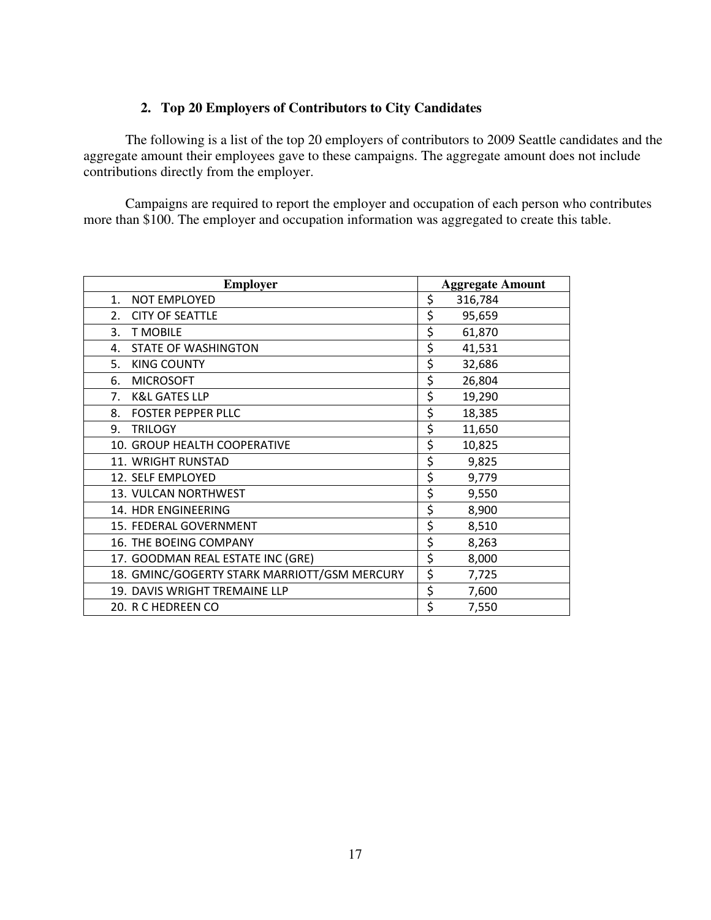### 2. Top 20 Employers of Contributors to City Candidates

The following is a list of the top 20 employers of contributors to 2009 Seattle candidates and the aggregate amount their employees gave to these campaigns. The aggregate amount does not include contributions directly from the employer.

Campaigns are required to report the employer and occupation of each person who contributes more than $100. The employer and occupation information was aggregated to create this table.

| Employer | Aggregate Amount |
|---|---|
| 1. NOT EMPLOYED | $ 316,784 |
| 2. CITY OF SEATTLE | $ 95,659 |
| 3. T MOBILE | $ 61,870 |
| 4. STATE OF WASHINGTON | $ 41,531 |
| 5. KING COUNTY | $ 32,686 |
| 6. MICROSOFT | $ 26,804 |
| 7. K&L GATES LLP | $ 19,290 |
| 8. FOSTER PEPPER PLLC | $ 18,385 |
| 9. TRILOGY | $ 11,650 |
| 10. GROUP HEALTH COOPERATIVE | $ 10,825 |
| 11. WRIGHT RUNSTAD | $ 9,825 |
| 12. SELF EMPLOYED | $ 9,779 |
| 13. VULCAN NORTHWEST | $ 9,550 |
| 14. HDR ENGINEERING | $ 8,900 |
| 15. FEDERAL GOVERNMENT | $ 8,510 |
| 16. THE BOEING COMPANY | $ 8,263 |
| 17. GOODMAN REAL ESTATE INC (GRE) | $ 8,000 |
| 18. GMINC/GOGERTY STARK MARRIOTT/GSM MERCURY | $ 7,725 |
| 19. DAVIS WRIGHT TREMAINE LLP | $ 7,600 |
| 20. R C HEDREEN CO | $ 7,550 |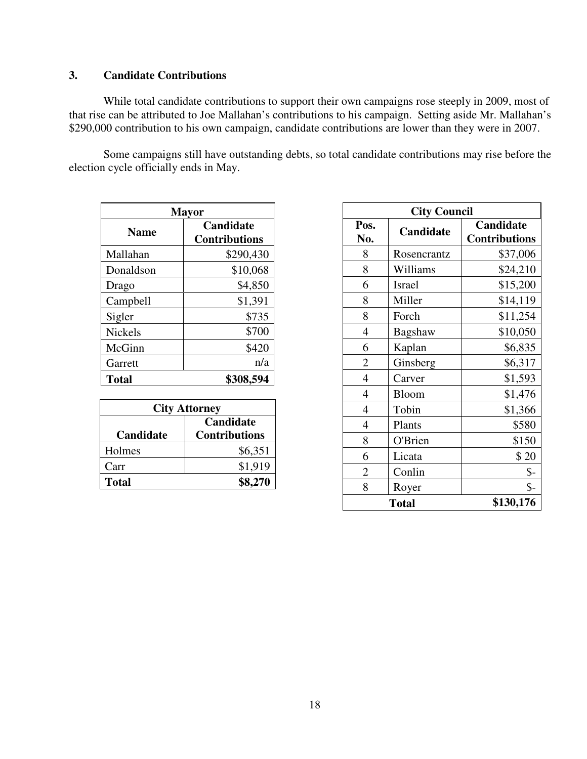### 3. Candidate Contributions

While total candidate contributions to support their own campaigns rose steeply in 2009, most of that rise can be attributed to Joe Mallahan's contributions to his campaign. Setting aside Mr. Mallahan's $290,000 contribution to his own campaign, candidate contributions are lower than they were in 2007.

Some campaigns still have outstanding debts, so total candidate contributions may rise before the election cycle officially ends in May.

| Mayor | |
|---|---|
| **Name** | **Candidate Contributions** |
| Mallahan | $290,430 |
| Donaldson | $10,068 |
| Drago | $4,850 |
| Campbell | $1,391 |
| Sigler | $735 |
| Nickels | $700 |
| McGinn | $420 |
| Garrett | n/a |
| **Total** | **$308,594** |

| City Attorney | |
|---|---|
| **Candidate** | **Candidate Contributions** |
| Holmes | $6,351 |
| Carr | $1,919 |
| **Total** | **$8,270** |

| City Council | | |
|---|---|---|
| **Pos. No.** | **Candidate** | **Candidate Contributions** |
| 8 | Rosencrantz | $37,006 |
| 8 | Williams | $24,210 |
| 6 | Israel | $15,200 |
| 8 | Miller | $14,119 |
| 8 | Forch | $11,254 |
| 4 | Bagshaw | $10,050 |
| 6 | Kaplan | $6,835 |
| 2 | Ginsberg | $6,317 |
| 4 | Carver | $1,593 |
| 4 | Bloom | $1,476 |
| 4 | Tobin | $1,366 |
| 4 | Plants | $580 |
| 8 | O'Brien | $150 |
| 6 | Licata | $ 20 |
| 2 | Conlin | $- |
| 8 | Royer | $- |
| | **Total** | **$130,176** |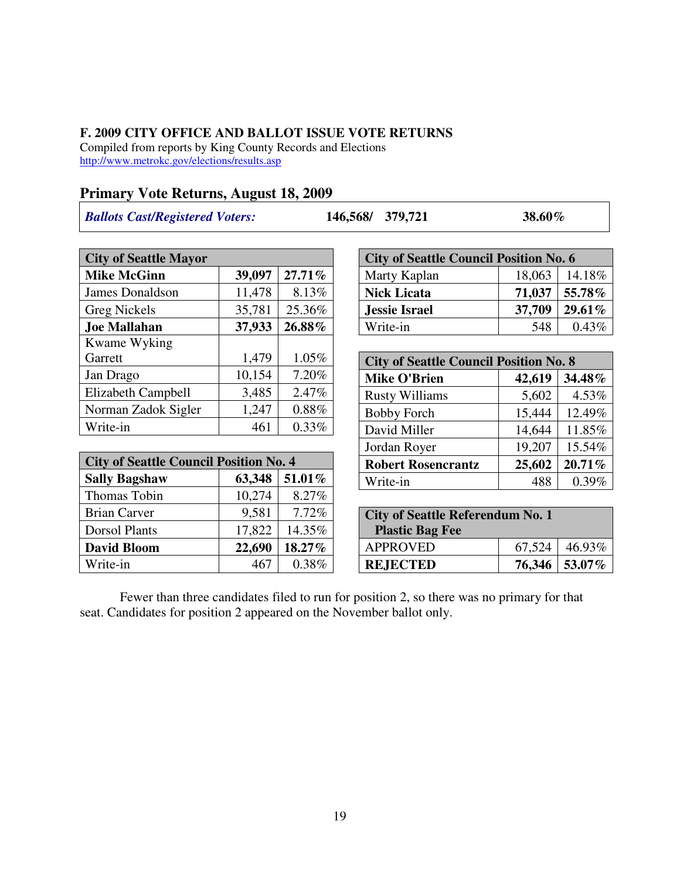**F. 2009 CITY OFFICE AND BALLOT ISSUE VOTE RETURNS**
Compiled from reports by King County Records and Elections
http://www.metrokc.gov/elections/results.asp

## Primary Vote Returns, August 18, 2009

| ***Ballots Cast/Registered Voters:*** | **146,568/ 379,721** | **38.60%** |
|---|---|---|

| City of Seattle Mayor | | |
|---|---|---|
| **Mike McGinn** | **39,097** | **27.71%** |
| James Donaldson | 11,478 | 8.13% |
| Greg Nickels | 35,781 | 25.36% |
| **Joe Mallahan** | **37,933** | **26.88%** |
| Kwame Wyking Garrett | 1,479 | 1.05% |
| Jan Drago | 10,154 | 7.20% |
| Elizabeth Campbell | 3,485 | 2.47% |
| Norman Zadok Sigler | 1,247 | 0.88% |
| Write-in | 461 | 0.33% |

| City of Seattle Council Position No. 4 | | |
|---|---|---|
| **Sally Bagshaw** | **63,348** | **51.01%** |
| Thomas Tobin | 10,274 | 8.27% |
| Brian Carver | 9,581 | 7.72% |
| Dorsol Plants | 17,822 | 14.35% |
| **David Bloom** | **22,690** | **18.27%** |
| Write-in | 467 | 0.38% |

| City of Seattle Council Position No. 6 | | |
|---|---|---|
| Marty Kaplan | 18,063 | 14.18% |
| **Nick Licata** | **71,037** | **55.78%** |
| **Jessie Israel** | **37,709** | **29.61%** |
| Write-in | 548 | 0.43% |

| City of Seattle Council Position No. 8 | | |
|---|---|---|
| **Mike O'Brien** | **42,619** | **34.48%** |
| Rusty Williams | 5,602 | 4.53% |
| Bobby Forch | 15,444 | 12.49% |
| David Miller | 14,644 | 11.85% |
| Jordan Royer | 19,207 | 15.54% |
| **Robert Rosencrantz** | **25,602** | **20.71%** |
| Write-in | 488 | 0.39% |

| City of Seattle Referendum No. 1 Plastic Bag Fee | | |
|---|---|---|
| APPROVED | 67,524 | 46.93% |
| **REJECTED** | **76,346** | **53.07%** |

Fewer than three candidates filed to run for position 2, so there was no primary for that seat. Candidates for position 2 appeared on the November ballot only.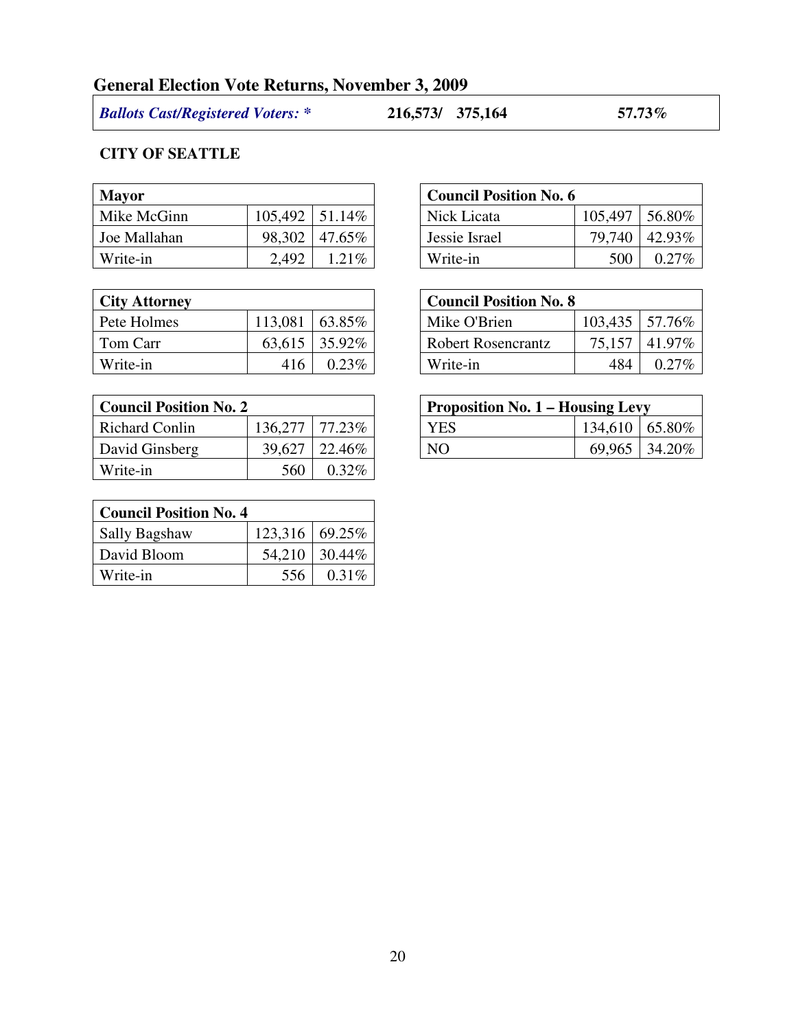## General Election Vote Returns, November 3, 2009

| | | |
|---|---|---|
| ***Ballots Cast/Registered Voters: **** | **216,573/ 375,164** | **57.73%** |

### CITY OF SEATTLE

| **Mayor** | | |
|---|---|---|
| Mike McGinn | 105,492 | 51.14% |
| Joe Mallahan | 98,302 | 47.65% |
| Write-in | 2,492 | 1.21% |

| **City Attorney** | | |
|---|---|---|
| Pete Holmes | 113,081 | 63.85% |
| Tom Carr | 63,615 | 35.92% |
| Write-in | 416 | 0.23% |

| **Council Position No. 2** | | |
|---|---|---|
| Richard Conlin | 136,277 | 77.23% |
| David Ginsberg | 39,627 | 22.46% |
| Write-in | 560 | 0.32% |

| **Council Position No. 4** | | |
|---|---|---|
| Sally Bagshaw | 123,316 | 69.25% |
| David Bloom | 54,210 | 30.44% |
| Write-in | 556 | 0.31% |

| **Council Position No. 6** | | |
|---|---|---|
| Nick Licata | 105,497 | 56.80% |
| Jessie Israel | 79,740 | 42.93% |
| Write-in | 500 | 0.27% |

| **Council Position No. 8** | | |
|---|---|---|
| Mike O'Brien | 103,435 | 57.76% |
| Robert Rosencrantz | 75,157 | 41.97% |
| Write-in | 484 | 0.27% |

| **Proposition No. 1 – Housing Levy** | | |
|---|---|---|
| YES | 134,610 | 65.80% |
| NO | 69,965 | 34.20% |